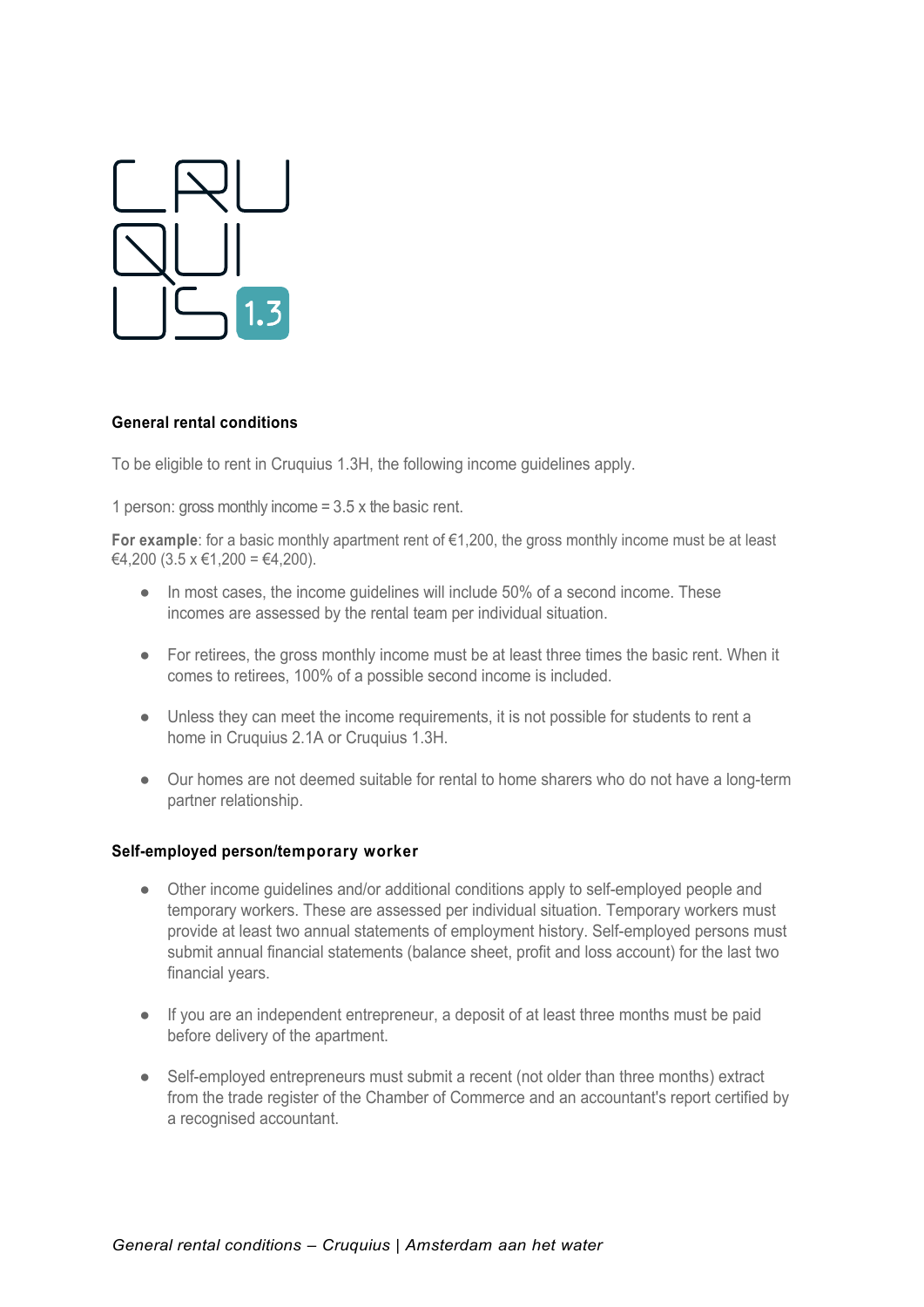CRU
QUI
US 1.3

**General rental conditions**

To be eligible to rent in Cruquius 1.3H, the following income guidelines apply.

1 person: gross monthly income = 3.5 x the basic rent.

**For example**: for a basic monthly apartment rent of €1,200, the gross monthly income must be at least €4,200 (3.5 x €1,200 = €4,200).

- In most cases, the income guidelines will include 50% of a second income. These incomes are assessed by the rental team per individual situation.
- For retirees, the gross monthly income must be at least three times the basic rent. When it comes to retirees, 100% of a possible second income is included.
- Unless they can meet the income requirements, it is not possible for students to rent a home in Cruquius 2.1A or Cruquius 1.3H.
- Our homes are not deemed suitable for rental to home sharers who do not have a long-term partner relationship.

**Self-employed person/temporary worker**

- Other income guidelines and/or additional conditions apply to self-employed people and temporary workers. These are assessed per individual situation. Temporary workers must provide at least two annual statements of employment history. Self-employed persons must submit annual financial statements (balance sheet, profit and loss account) for the last two financial years.
- If you are an independent entrepreneur, a deposit of at least three months must be paid before delivery of the apartment.
- Self-employed entrepreneurs must submit a recent (not older than three months) extract from the trade register of the Chamber of Commerce and an accountant's report certified by a recognised accountant.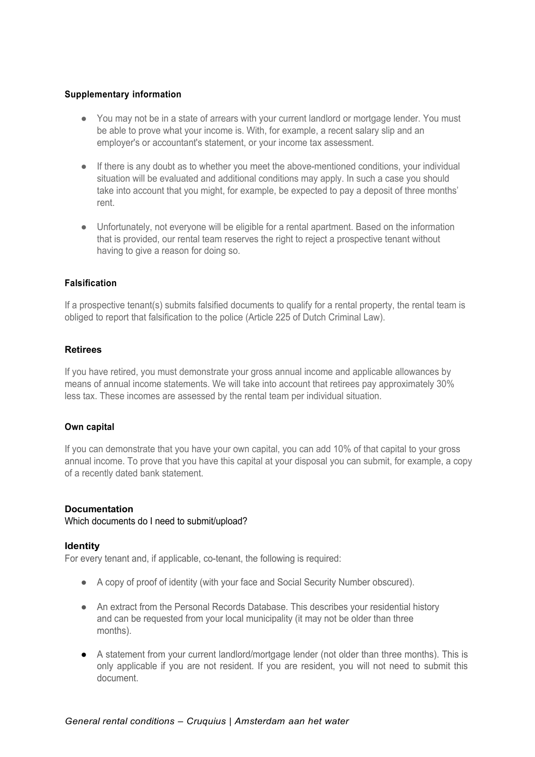**Supplementary information**

- You may not be in a state of arrears with your current landlord or mortgage lender. You must be able to prove what your income is. With, for example, a recent salary slip and an employer's or accountant's statement, or your income tax assessment.
- If there is any doubt as to whether you meet the above-mentioned conditions, your individual situation will be evaluated and additional conditions may apply. In such a case you should take into account that you might, for example, be expected to pay a deposit of three months' rent.
- Unfortunately, not everyone will be eligible for a rental apartment. Based on the information that is provided, our rental team reserves the right to reject a prospective tenant without having to give a reason for doing so.

**Falsification**

If a prospective tenant(s) submits falsified documents to qualify for a rental property, the rental team is obliged to report that falsification to the police (Article 225 of Dutch Criminal Law).

**Retirees**

If you have retired, you must demonstrate your gross annual income and applicable allowances by means of annual income statements. We will take into account that retirees pay approximately 30% less tax. These incomes are assessed by the rental team per individual situation.

**Own capital**

If you can demonstrate that you have your own capital, you can add 10% of that capital to your gross annual income. To prove that you have this capital at your disposal you can submit, for example, a copy of a recently dated bank statement.

**Documentation**

Which documents do I need to submit/upload?

**Identity**

For every tenant and, if applicable, co-tenant, the following is required:

- A copy of proof of identity (with your face and Social Security Number obscured).
- An extract from the Personal Records Database. This describes your residential history and can be requested from your local municipality (it may not be older than three months).
- A statement from your current landlord/mortgage lender (not older than three months). This is only applicable if you are not resident. If you are resident, you will not need to submit this document.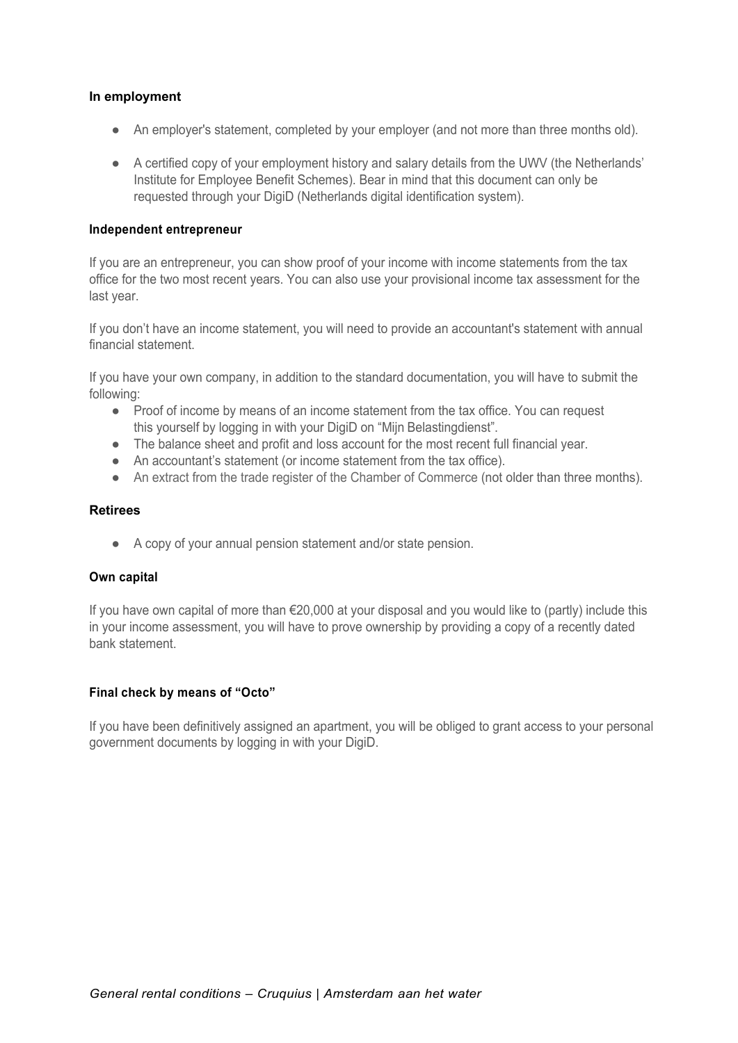### In employment

- An employer's statement, completed by your employer (and not more than three months old).
- A certified copy of your employment history and salary details from the UWV (the Netherlands' Institute for Employee Benefit Schemes). Bear in mind that this document can only be requested through your DigiD (Netherlands digital identification system).

### Independent entrepreneur

If you are an entrepreneur, you can show proof of your income with income statements from the tax office for the two most recent years. You can also use your provisional income tax assessment for the last year.

If you don't have an income statement, you will need to provide an accountant's statement with annual financial statement.

If you have your own company, in addition to the standard documentation, you will have to submit the following:

- Proof of income by means of an income statement from the tax office. You can request this yourself by logging in with your DigiD on "Mijn Belastingdienst".
- The balance sheet and profit and loss account for the most recent full financial year.
- An accountant's statement (or income statement from the tax office).
- An extract from the trade register of the Chamber of Commerce (not older than three months).

### Retirees

- A copy of your annual pension statement and/or state pension.

### Own capital

If you have own capital of more than €20,000 at your disposal and you would like to (partly) include this in your income assessment, you will have to prove ownership by providing a copy of a recently dated bank statement.

### Final check by means of "Octo"

If you have been definitively assigned an apartment, you will be obliged to grant access to your personal government documents by logging in with your DigiD.